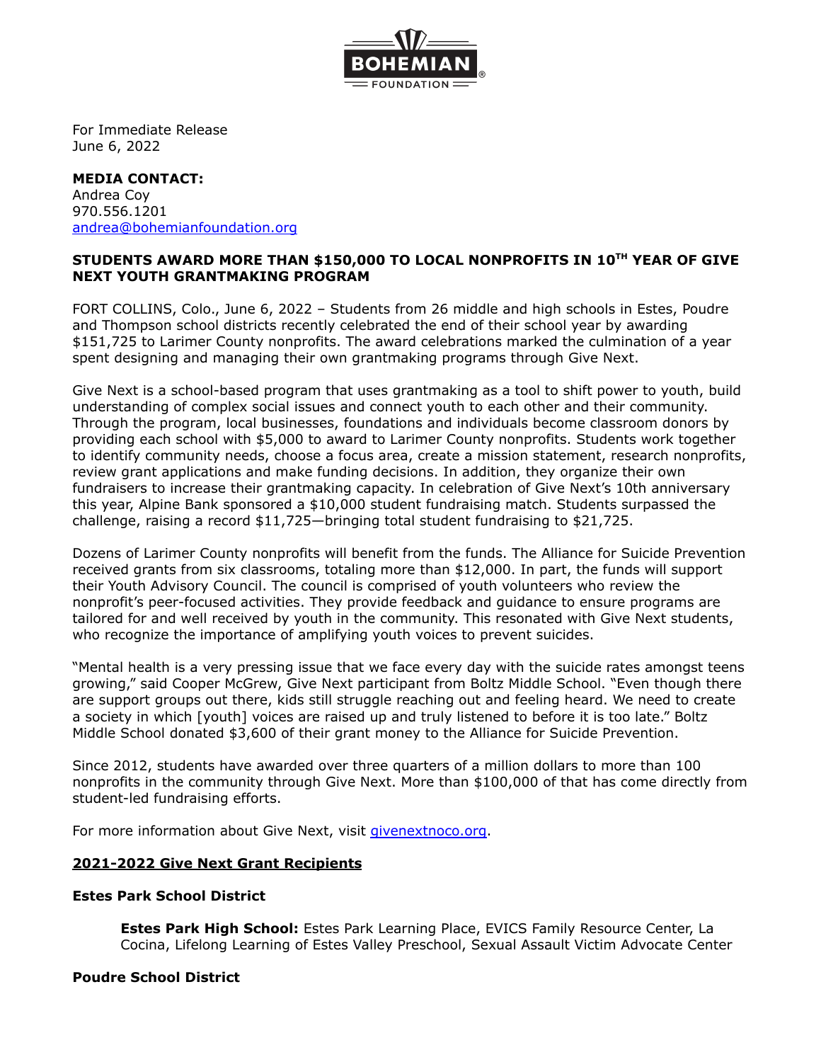BOHEMIAN FOUNDATION

For Immediate Release
June 6, 2022

**MEDIA CONTACT:**
Andrea Coy
970.556.1201
andrea@bohemianfoundation.org

**STUDENTS AWARD MORE THAN $150,000 TO LOCAL NONPROFITS IN 10$^{TH}$ YEAR OF GIVE NEXT YOUTH GRANTMAKING PROGRAM**

FORT COLLINS, Colo., June 6, 2022 – Students from 26 middle and high schools in Estes, Poudre and Thompson school districts recently celebrated the end of their school year by awarding $151,725 to Larimer County nonprofits. The award celebrations marked the culmination of a year spent designing and managing their own grantmaking programs through Give Next.

Give Next is a school-based program that uses grantmaking as a tool to shift power to youth, build understanding of complex social issues and connect youth to each other and their community. Through the program, local businesses, foundations and individuals become classroom donors by providing each school with $5,000 to award to Larimer County nonprofits. Students work together to identify community needs, choose a focus area, create a mission statement, research nonprofits, review grant applications and make funding decisions. In addition, they organize their own fundraisers to increase their grantmaking capacity. In celebration of Give Next's 10th anniversary this year, Alpine Bank sponsored a $10,000 student fundraising match. Students surpassed the challenge, raising a record $11,725—bringing total student fundraising to $21,725.

Dozens of Larimer County nonprofits will benefit from the funds. The Alliance for Suicide Prevention received grants from six classrooms, totaling more than $12,000. In part, the funds will support their Youth Advisory Council. The council is comprised of youth volunteers who review the nonprofit's peer-focused activities. They provide feedback and guidance to ensure programs are tailored for and well received by youth in the community. This resonated with Give Next students, who recognize the importance of amplifying youth voices to prevent suicides.

"Mental health is a very pressing issue that we face every day with the suicide rates amongst teens growing," said Cooper McGrew, Give Next participant from Boltz Middle School. "Even though there are support groups out there, kids still struggle reaching out and feeling heard. We need to create a society in which [youth] voices are raised up and truly listened to before it is too late." Boltz Middle School donated $3,600 of their grant money to the Alliance for Suicide Prevention.

Since 2012, students have awarded over three quarters of a million dollars to more than 100 nonprofits in the community through Give Next. More than $100,000 of that has come directly from student-led fundraising efforts.

For more information about Give Next, visit givenextnoco.org.

## 2021-2022 Give Next Grant Recipients

### Estes Park School District

**Estes Park High School:** Estes Park Learning Place, EVICS Family Resource Center, La Cocina, Lifelong Learning of Estes Valley Preschool, Sexual Assault Victim Advocate Center

### Poudre School District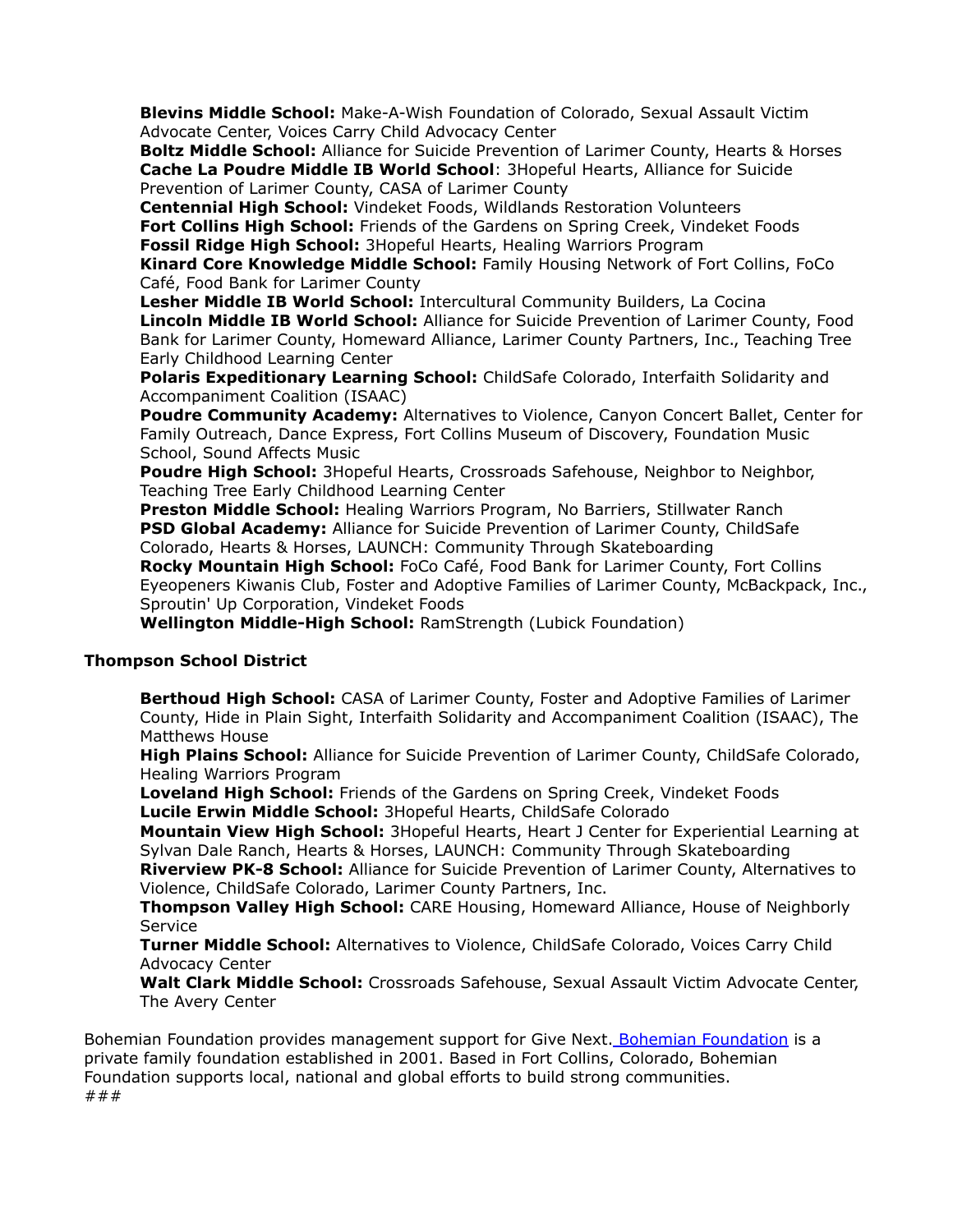**Blevins Middle School:** Make-A-Wish Foundation of Colorado, Sexual Assault Victim Advocate Center, Voices Carry Child Advocacy Center

**Boltz Middle School:** Alliance for Suicide Prevention of Larimer County, Hearts & Horses

**Cache La Poudre Middle IB World School**: 3Hopeful Hearts, Alliance for Suicide Prevention of Larimer County, CASA of Larimer County

**Centennial High School:** Vindeket Foods, Wildlands Restoration Volunteers

**Fort Collins High School:** Friends of the Gardens on Spring Creek, Vindeket Foods

**Fossil Ridge High School:** 3Hopeful Hearts, Healing Warriors Program

**Kinard Core Knowledge Middle School:** Family Housing Network of Fort Collins, FoCo Café, Food Bank for Larimer County

**Lesher Middle IB World School:** Intercultural Community Builders, La Cocina

**Lincoln Middle IB World School:** Alliance for Suicide Prevention of Larimer County, Food Bank for Larimer County, Homeward Alliance, Larimer County Partners, Inc., Teaching Tree Early Childhood Learning Center

**Polaris Expeditionary Learning School:** ChildSafe Colorado, Interfaith Solidarity and Accompaniment Coalition (ISAAC)

**Poudre Community Academy:** Alternatives to Violence, Canyon Concert Ballet, Center for Family Outreach, Dance Express, Fort Collins Museum of Discovery, Foundation Music School, Sound Affects Music

**Poudre High School:** 3Hopeful Hearts, Crossroads Safehouse, Neighbor to Neighbor, Teaching Tree Early Childhood Learning Center

**Preston Middle School:** Healing Warriors Program, No Barriers, Stillwater Ranch

**PSD Global Academy:** Alliance for Suicide Prevention of Larimer County, ChildSafe Colorado, Hearts & Horses, LAUNCH: Community Through Skateboarding

**Rocky Mountain High School:** FoCo Café, Food Bank for Larimer County, Fort Collins Eyeopeners Kiwanis Club, Foster and Adoptive Families of Larimer County, McBackpack, Inc., Sproutin' Up Corporation, Vindeket Foods

**Wellington Middle-High School:** RamStrength (Lubick Foundation)

**Thompson School District**

**Berthoud High School:** CASA of Larimer County, Foster and Adoptive Families of Larimer County, Hide in Plain Sight, Interfaith Solidarity and Accompaniment Coalition (ISAAC), The Matthews House

**High Plains School:** Alliance for Suicide Prevention of Larimer County, ChildSafe Colorado, Healing Warriors Program

**Loveland High School:** Friends of the Gardens on Spring Creek, Vindeket Foods

**Lucile Erwin Middle School:** 3Hopeful Hearts, ChildSafe Colorado

**Mountain View High School:** 3Hopeful Hearts, Heart J Center for Experiential Learning at Sylvan Dale Ranch, Hearts & Horses, LAUNCH: Community Through Skateboarding

**Riverview PK-8 School:** Alliance for Suicide Prevention of Larimer County, Alternatives to Violence, ChildSafe Colorado, Larimer County Partners, Inc.

**Thompson Valley High School:** CARE Housing, Homeward Alliance, House of Neighborly Service

**Turner Middle School:** Alternatives to Violence, ChildSafe Colorado, Voices Carry Child Advocacy Center

**Walt Clark Middle School:** Crossroads Safehouse, Sexual Assault Victim Advocate Center, The Avery Center

Bohemian Foundation provides management support for Give Next. Bohemian Foundation is a private family foundation established in 2001. Based in Fort Collins, Colorado, Bohemian Foundation supports local, national and global efforts to build strong communities.

###